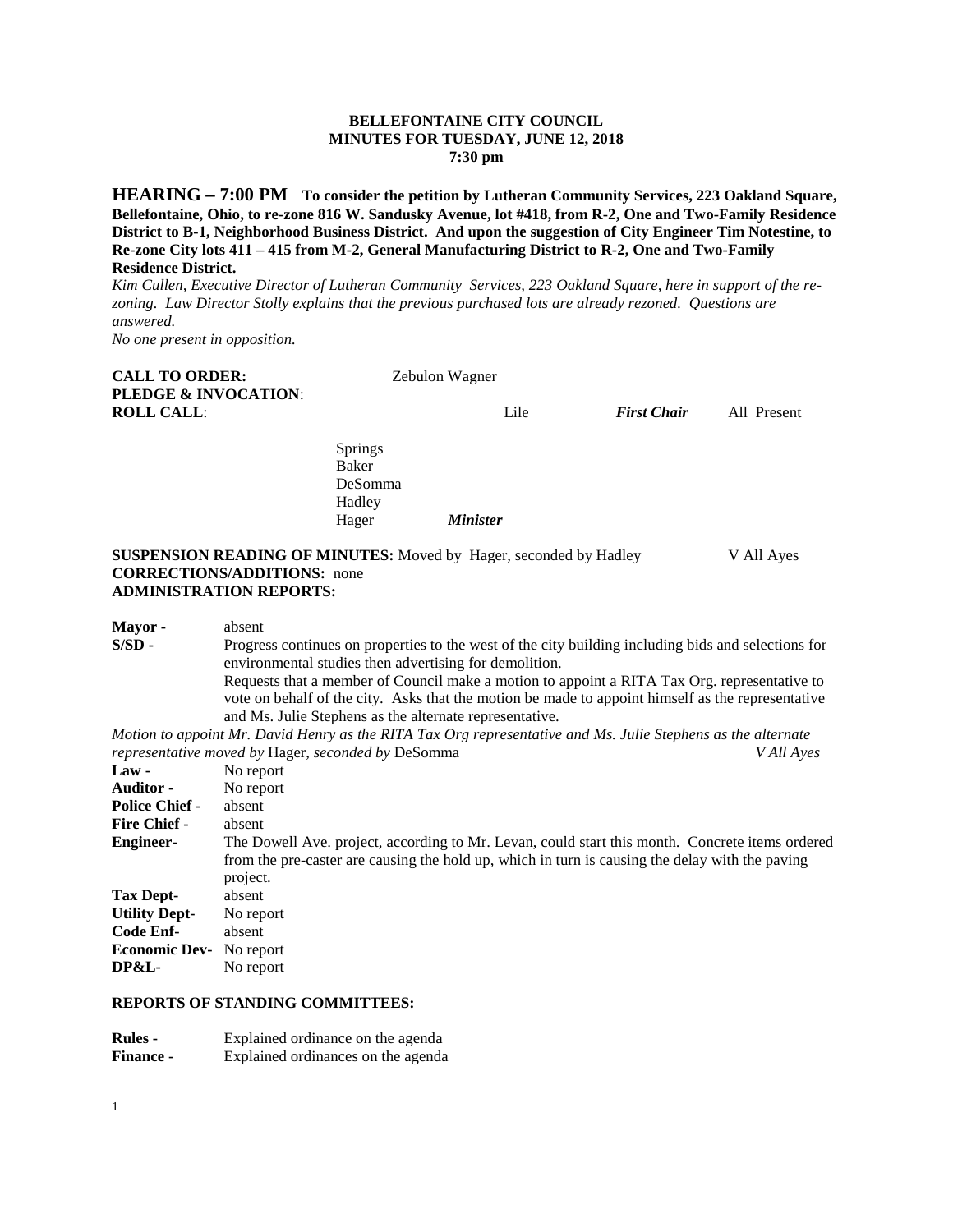**BELLEFONTAINE CITY COUNCIL**
**MINUTES FOR TUESDAY, JUNE 12, 2018**
**7:30 pm**

**HEARING – 7:00 PM To consider the petition by Lutheran Community Services, 223 Oakland Square, Bellefontaine, Ohio, to re-zone 816 W. Sandusky Avenue, lot #418, from R-2, One and Two-Family Residence District to B-1, Neighborhood Business District. And upon the suggestion of City Engineer Tim Notestine, to Re-zone City lots 411 – 415 from M-2, General Manufacturing District to R-2, One and Two-Family Residence District.**

*Kim Cullen, Executive Director of Lutheran Community Services, 223 Oakland Square, here in support of the re-zoning. Law Director Stolly explains that the previous purchased lots are already rezoned. Questions are answered.*

*No one present in opposition.*

**CALL TO ORDER:** Zebulon Wagner
**PLEDGE & INVOCATION**:
**ROLL CALL**: Lile ***First Chair*** All Present

Springs
Baker
DeSomma
Hadley
Hager ***Minister***

**SUSPENSION READING OF MINUTES:** Moved by Hager, seconded by Hadley V All Ayes
**CORRECTIONS/ADDITIONS:** none
**ADMINISTRATION REPORTS:**

**Mayor -** absent

**S/SD -** Progress continues on properties to the west of the city building including bids and selections for environmental studies then advertising for demolition.
Requests that a member of Council make a motion to appoint a RITA Tax Org. representative to vote on behalf of the city. Asks that the motion be made to appoint himself as the representative and Ms. Julie Stephens as the alternate representative.

*Motion to appoint Mr. David Henry as the RITA Tax Org representative and Ms. Julie Stephens as the alternate representative moved by* Hager, *seconded by* DeSomma *V All Ayes*

**Law -** No report
**Auditor -** No report
**Police Chief -** absent
**Fire Chief -** absent
**Engineer-** The Dowell Ave. project, according to Mr. Levan, could start this month. Concrete items ordered from the pre-caster are causing the hold up, which in turn is causing the delay with the paving project.
**Tax Dept-** absent
**Utility Dept-** No report
**Code Enf-** absent
**Economic Dev-** No report
**DP&L-** No report

**REPORTS OF STANDING COMMITTEES:**

**Rules -** Explained ordinance on the agenda
**Finance -** Explained ordinances on the agenda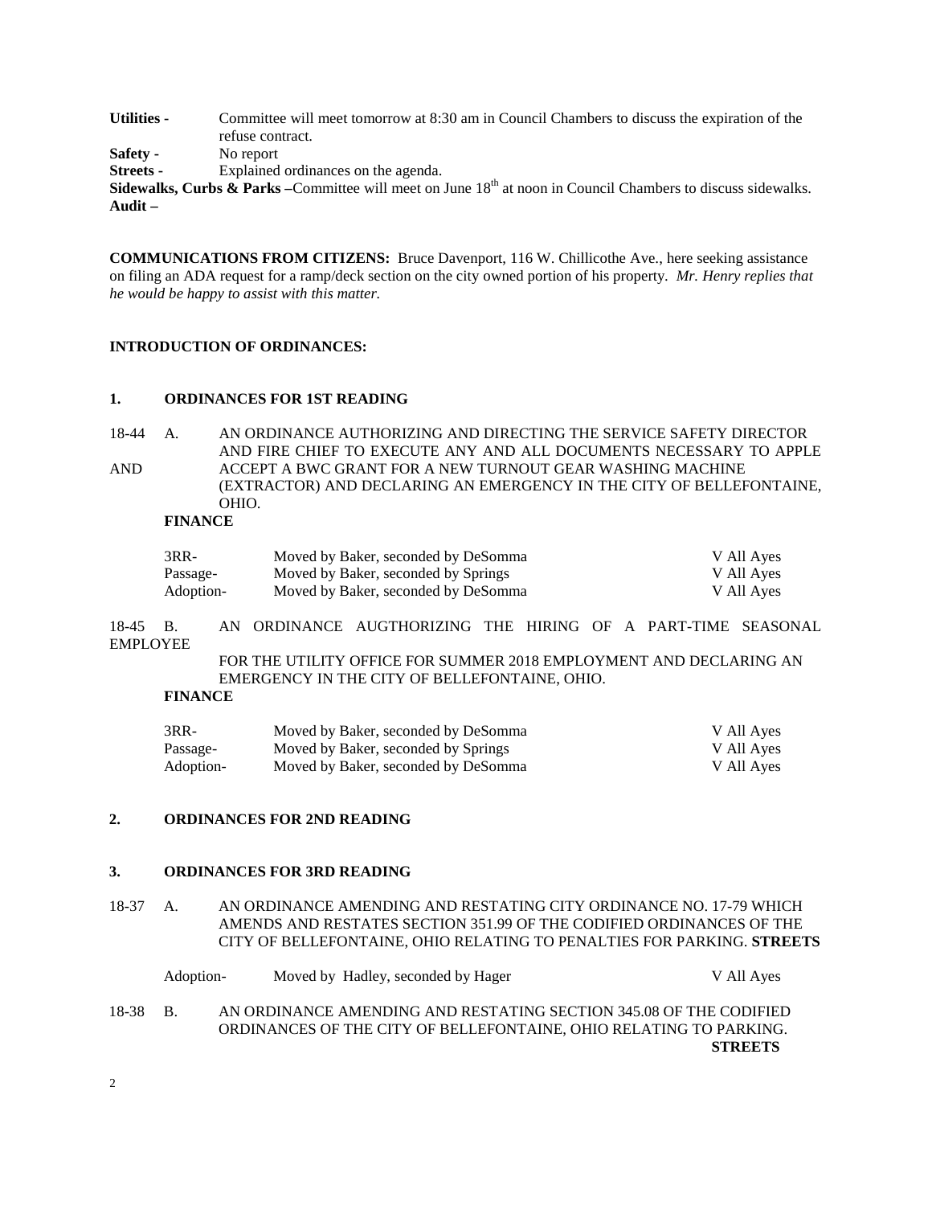**Utilities -** Committee will meet tomorrow at 8:30 am in Council Chambers to discuss the expiration of the refuse contract.

**Safety -** No report

**Streets -** Explained ordinances on the agenda.

**Sidewalks, Curbs & Parks –**Committee will meet on June 18th at noon in Council Chambers to discuss sidewalks.

**Audit –**

**COMMUNICATIONS FROM CITIZENS:** Bruce Davenport, 116 W. Chillicothe Ave., here seeking assistance on filing an ADA request for a ramp/deck section on the city owned portion of his property. *Mr. Henry replies that he would be happy to assist with this matter.*

**INTRODUCTION OF ORDINANCES:**

**1. ORDINANCES FOR 1ST READING**

18-44 A. AN ORDINANCE AUTHORIZING AND DIRECTING THE SERVICE SAFETY DIRECTOR AND FIRE CHIEF TO EXECUTE ANY AND ALL DOCUMENTS NECESSARY TO APPLE AND ACCEPT A BWC GRANT FOR A NEW TURNOUT GEAR WASHING MACHINE (EXTRACTOR) AND DECLARING AN EMERGENCY IN THE CITY OF BELLEFONTAINE, OHIO.

**FINANCE**

| | | |
|---|---|---|
| 3RR- | Moved by Baker, seconded by DeSomma | V All Ayes |
| Passage- | Moved by Baker, seconded by Springs | V All Ayes |
| Adoption- | Moved by Baker, seconded by DeSomma | V All Ayes |

18-45 B. AN ORDINANCE AUGTHORIZING THE HIRING OF A PART-TIME SEASONAL EMPLOYEE FOR THE UTILITY OFFICE FOR SUMMER 2018 EMPLOYMENT AND DECLARING AN EMERGENCY IN THE CITY OF BELLEFONTAINE, OHIO.

**FINANCE**

| | | |
|---|---|---|
| 3RR- | Moved by Baker, seconded by DeSomma | V All Ayes |
| Passage- | Moved by Baker, seconded by Springs | V All Ayes |
| Adoption- | Moved by Baker, seconded by DeSomma | V All Ayes |

**2. ORDINANCES FOR 2ND READING**

**3. ORDINANCES FOR 3RD READING**

18-37 A. AN ORDINANCE AMENDING AND RESTATING CITY ORDINANCE NO. 17-79 WHICH AMENDS AND RESTATES SECTION 351.99 OF THE CODIFIED ORDINANCES OF THE CITY OF BELLEFONTAINE, OHIO RELATING TO PENALTIES FOR PARKING. **STREETS**

| | | |
|---|---|---|
| Adoption- | Moved by Hadley, seconded by Hager | V All Ayes |

18-38 B. AN ORDINANCE AMENDING AND RESTATING SECTION 345.08 OF THE CODIFIED ORDINANCES OF THE CITY OF BELLEFONTAINE, OHIO RELATING TO PARKING. **STREETS**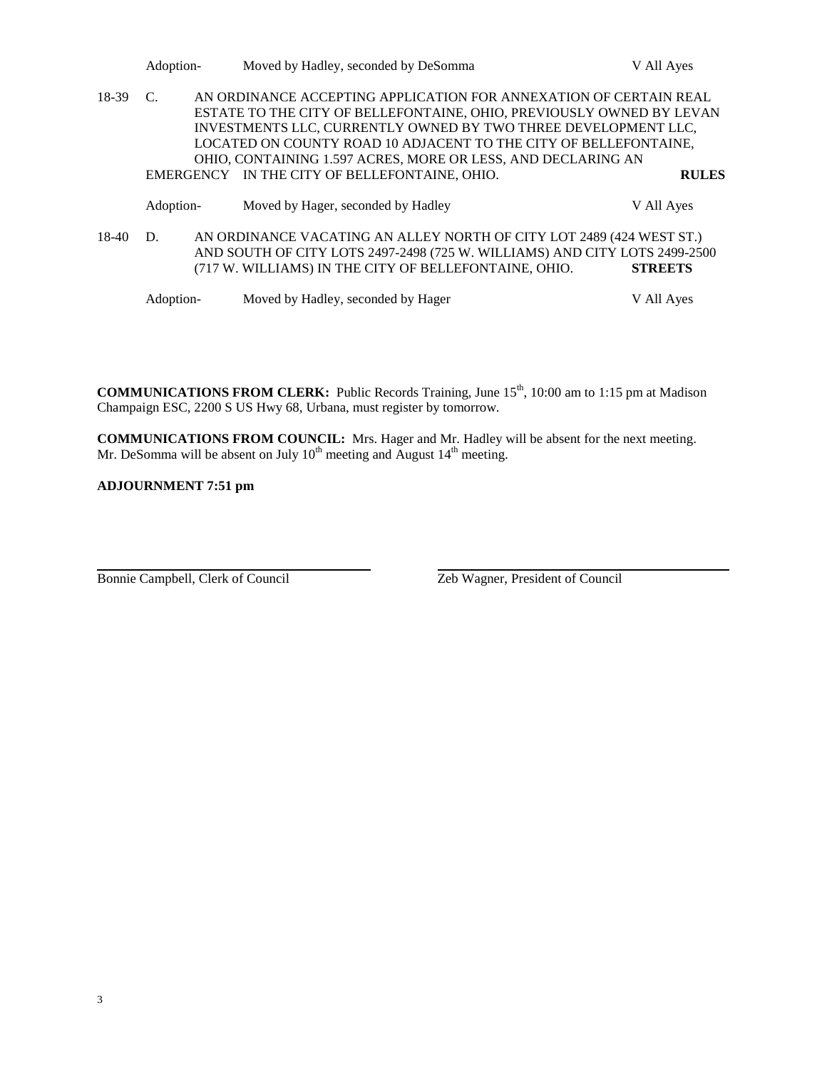Adoption- Moved by Hadley, seconded by DeSomma V All Ayes

18-39 C. AN ORDINANCE ACCEPTING APPLICATION FOR ANNEXATION OF CERTAIN REAL ESTATE TO THE CITY OF BELLEFONTAINE, OHIO, PREVIOUSLY OWNED BY LEVAN INVESTMENTS LLC, CURRENTLY OWNED BY TWO THREE DEVELOPMENT LLC, LOCATED ON COUNTY ROAD 10 ADJACENT TO THE CITY OF BELLEFONTAINE, OHIO, CONTAINING 1.597 ACRES, MORE OR LESS, AND DECLARING AN EMERGENCY IN THE CITY OF BELLEFONTAINE, OHIO. **RULES**

Adoption- Moved by Hager, seconded by Hadley V All Ayes

18-40 D. AN ORDINANCE VACATING AN ALLEY NORTH OF CITY LOT 2489 (424 WEST ST.) AND SOUTH OF CITY LOTS 2497-2498 (725 W. WILLIAMS) AND CITY LOTS 2499-2500 (717 W. WILLIAMS) IN THE CITY OF BELLEFONTAINE, OHIO. **STREETS**

Adoption- Moved by Hadley, seconded by Hager V All Ayes

**COMMUNICATIONS FROM CLERK:** Public Records Training, June 15th, 10:00 am to 1:15 pm at Madison Champaign ESC, 2200 S US Hwy 68, Urbana, must register by tomorrow.

**COMMUNICATIONS FROM COUNCIL:** Mrs. Hager and Mr. Hadley will be absent for the next meeting. Mr. DeSomma will be absent on July 10th meeting and August 14th meeting.

**ADJOURNMENT 7:51 pm**

Bonnie Campbell, Clerk of Council

Zeb Wagner, President of Council